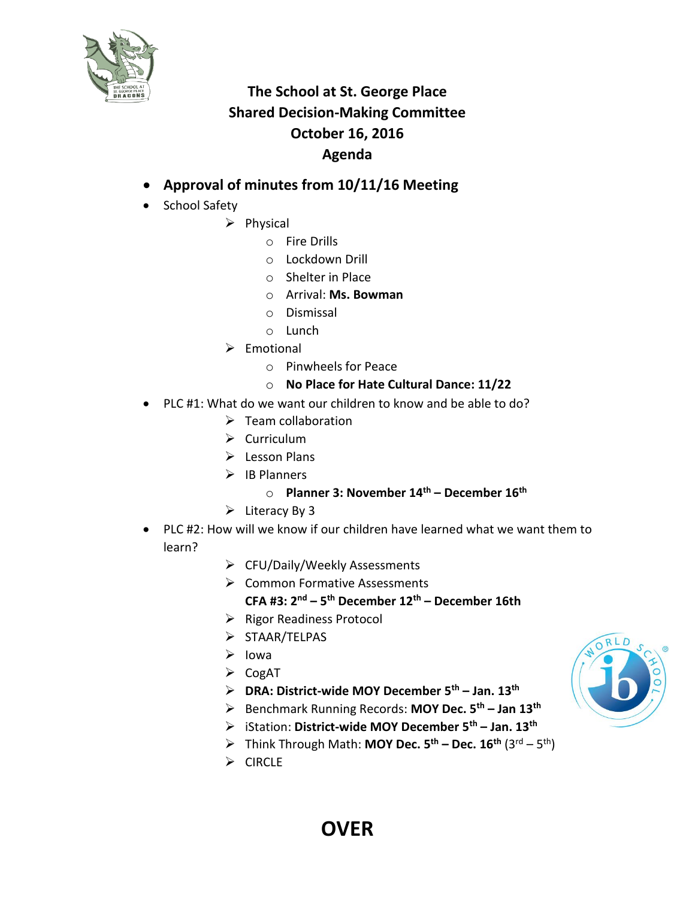# The School at St. George Place
## Shared Decision-Making Committee
## October 16, 2016
## Agenda

- **Approval of minutes from 10/11/16 Meeting**
- School Safety
  - Physical
    - Fire Drills
    - Lockdown Drill
    - Shelter in Place
    - Arrival: **Ms. Bowman**
    - Dismissal
    - Lunch
  - Emotional
    - Pinwheels for Peace
    - **No Place for Hate Cultural Dance: 11/22**
- PLC #1: What do we want our children to know and be able to do?
  - Team collaboration
  - Curriculum
  - Lesson Plans
  - IB Planners
    - **Planner 3: November 14th – December 16th**
  - Literacy By 3
- PLC #2: How will we know if our children have learned what we want them to learn?
  - CFU/Daily/Weekly Assessments
  - Common Formative Assessments
    **CFA #3: 2nd – 5th December 12th – December 16th**
  - Rigor Readiness Protocol
  - STAAR/TELPAS
  - Iowa
  - CogAT
  - **DRA: District-wide MOY December 5th – Jan. 13th**
  - Benchmark Running Records: **MOY Dec. 5th – Jan 13th**
  - iStation: **District-wide MOY December 5th – Jan. 13th**
  - Think Through Math: **MOY Dec. 5th – Dec. 16th** (3rd – 5th)
  - CIRCLE

**OVER**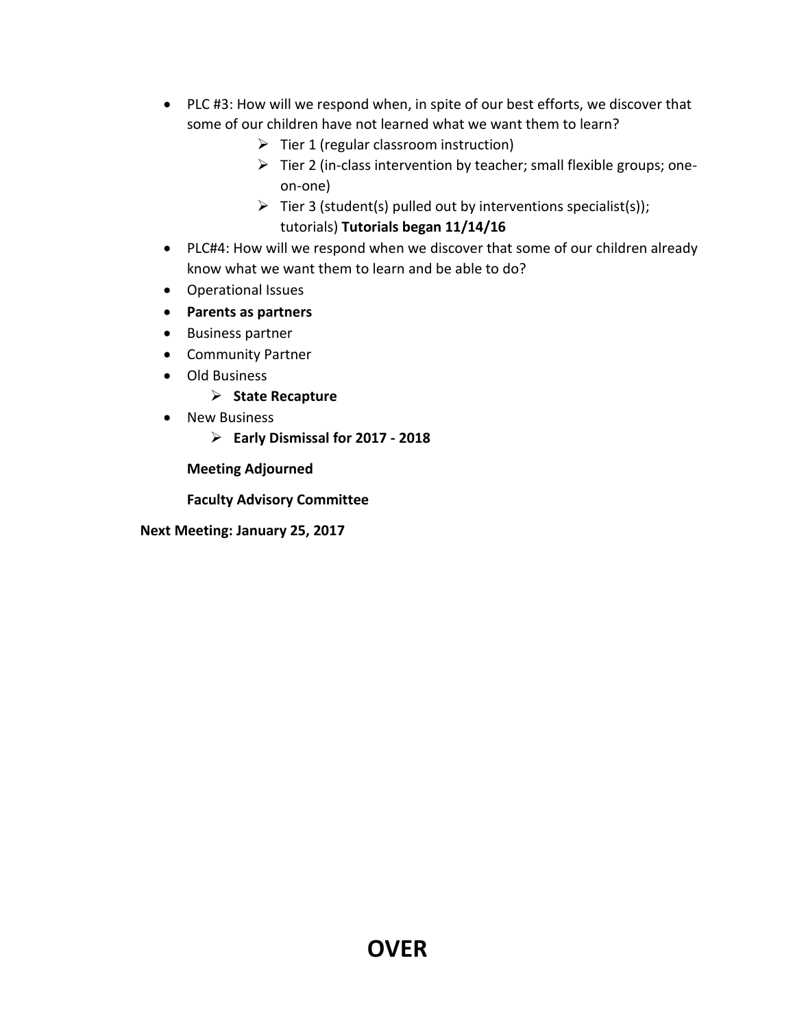- PLC #3: How will we respond when, in spite of our best efforts, we discover that some of our children have not learned what we want them to learn?
    - Tier 1 (regular classroom instruction)
    - Tier 2 (in-class intervention by teacher; small flexible groups; one-on-one)
    - Tier 3 (student(s) pulled out by interventions specialist(s)); tutorials) **Tutorials began 11/14/16**
- PLC#4: How will we respond when we discover that some of our children already know what we want them to learn and be able to do?
- Operational Issues
- **Parents as partners**
- Business partner
- Community Partner
- Old Business
    - **State Recapture**
- New Business
    - **Early Dismissal for 2017 - 2018**

**Meeting Adjourned**

**Faculty Advisory Committee**

**Next Meeting: January 25, 2017**

# OVER